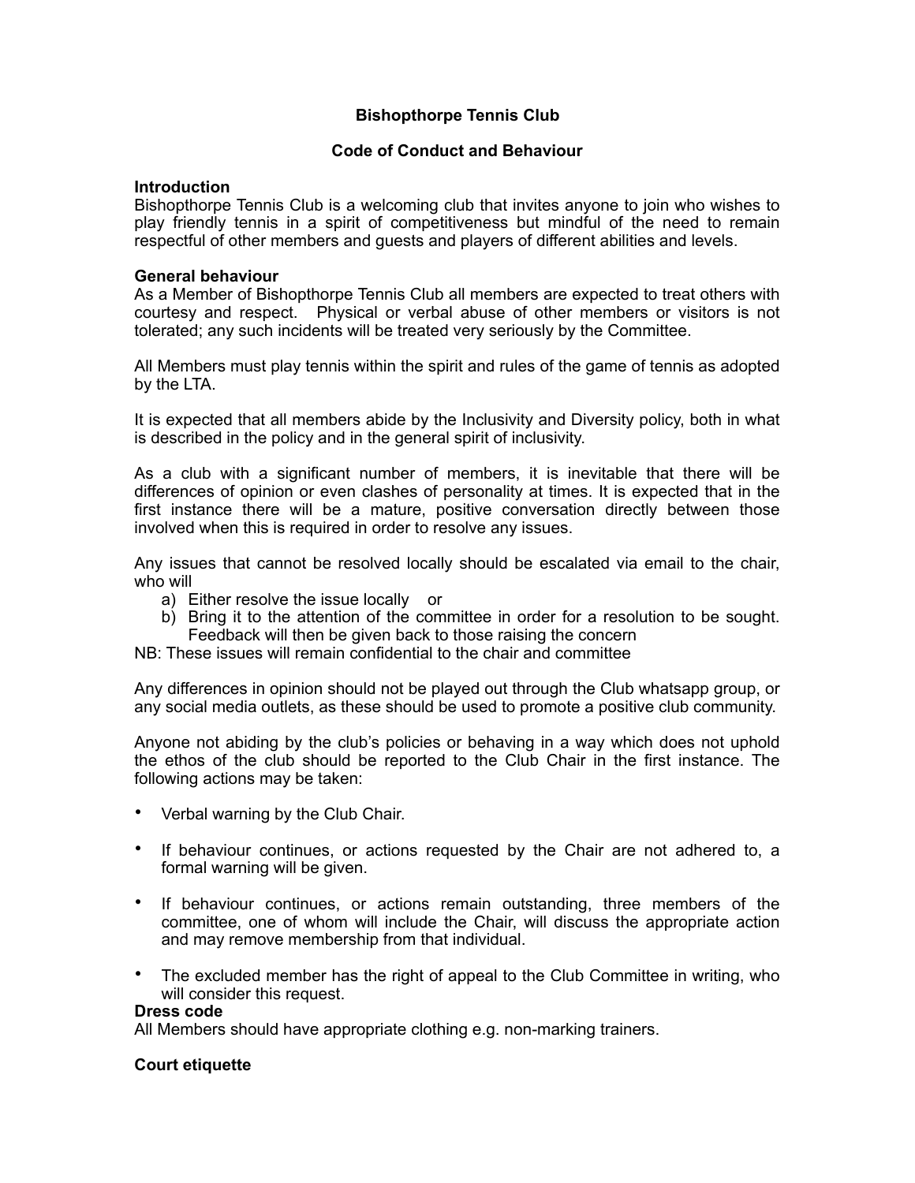# Bishopthorpe Tennis Club

## Code of Conduct and Behaviour

**Introduction**

Bishopthorpe Tennis Club is a welcoming club that invites anyone to join who wishes to play friendly tennis in a spirit of competitiveness but mindful of the need to remain respectful of other members and guests and players of different abilities and levels.

**General behaviour**

As a Member of Bishopthorpe Tennis Club all members are expected to treat others with courtesy and respect. Physical or verbal abuse of other members or visitors is not tolerated; any such incidents will be treated very seriously by the Committee.

All Members must play tennis within the spirit and rules of the game of tennis as adopted by the LTA.

It is expected that all members abide by the Inclusivity and Diversity policy, both in what is described in the policy and in the general spirit of inclusivity.

As a club with a significant number of members, it is inevitable that there will be differences of opinion or even clashes of personality at times. It is expected that in the first instance there will be a mature, positive conversation directly between those involved when this is required in order to resolve any issues.

Any issues that cannot be resolved locally should be escalated via email to the chair, who will

a) Either resolve the issue locally or
b) Bring it to the attention of the committee in order for a resolution to be sought. Feedback will then be given back to those raising the concern

NB: These issues will remain confidential to the chair and committee

Any differences in opinion should not be played out through the Club whatsapp group, or any social media outlets, as these should be used to promote a positive club community.

Anyone not abiding by the club's policies or behaving in a way which does not uphold the ethos of the club should be reported to the Club Chair in the first instance. The following actions may be taken:

- Verbal warning by the Club Chair.
- If behaviour continues, or actions requested by the Chair are not adhered to, a formal warning will be given.
- If behaviour continues, or actions remain outstanding, three members of the committee, one of whom will include the Chair, will discuss the appropriate action and may remove membership from that individual.
- The excluded member has the right of appeal to the Club Committee in writing, who will consider this request.

**Dress code**

All Members should have appropriate clothing e.g. non-marking trainers.

**Court etiquette**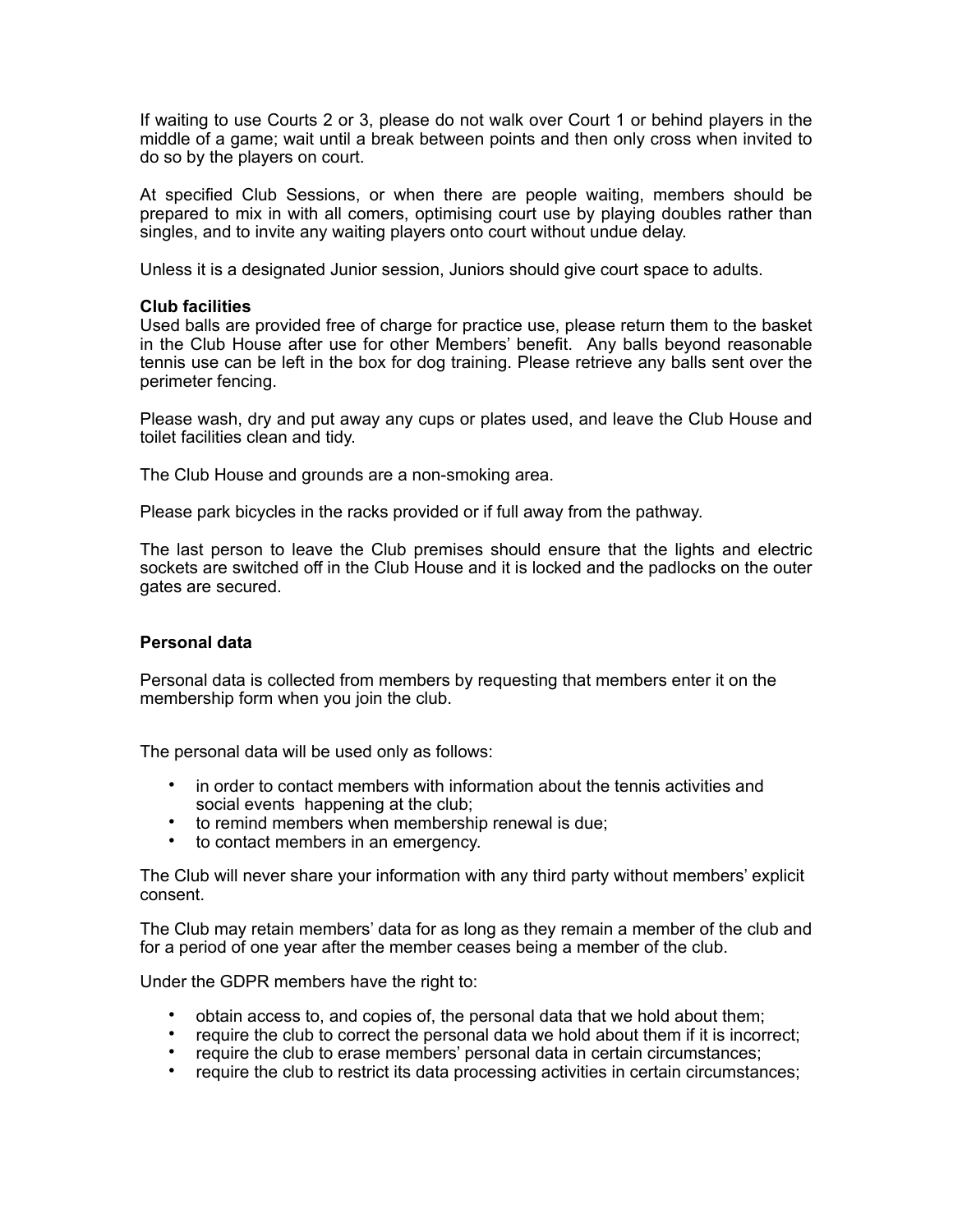If waiting to use Courts 2 or 3, please do not walk over Court 1 or behind players in the middle of a game; wait until a break between points and then only cross when invited to do so by the players on court.

At specified Club Sessions, or when there are people waiting, members should be prepared to mix in with all comers, optimising court use by playing doubles rather than singles, and to invite any waiting players onto court without undue delay.

Unless it is a designated Junior session, Juniors should give court space to adults.

**Club facilities**

Used balls are provided free of charge for practice use, please return them to the basket in the Club House after use for other Members' benefit. Any balls beyond reasonable tennis use can be left in the box for dog training. Please retrieve any balls sent over the perimeter fencing.

Please wash, dry and put away any cups or plates used, and leave the Club House and toilet facilities clean and tidy.

The Club House and grounds are a non-smoking area.

Please park bicycles in the racks provided or if full away from the pathway.

The last person to leave the Club premises should ensure that the lights and electric sockets are switched off in the Club House and it is locked and the padlocks on the outer gates are secured.

**Personal data**

Personal data is collected from members by requesting that members enter it on the membership form when you join the club.

The personal data will be used only as follows:

- in order to contact members with information about the tennis activities and social events happening at the club;
- to remind members when membership renewal is due;
- to contact members in an emergency.

The Club will never share your information with any third party without members' explicit consent.

The Club may retain members' data for as long as they remain a member of the club and for a period of one year after the member ceases being a member of the club.

Under the GDPR members have the right to:

- obtain access to, and copies of, the personal data that we hold about them;
- require the club to correct the personal data we hold about them if it is incorrect;
- require the club to erase members' personal data in certain circumstances;
- require the club to restrict its data processing activities in certain circumstances;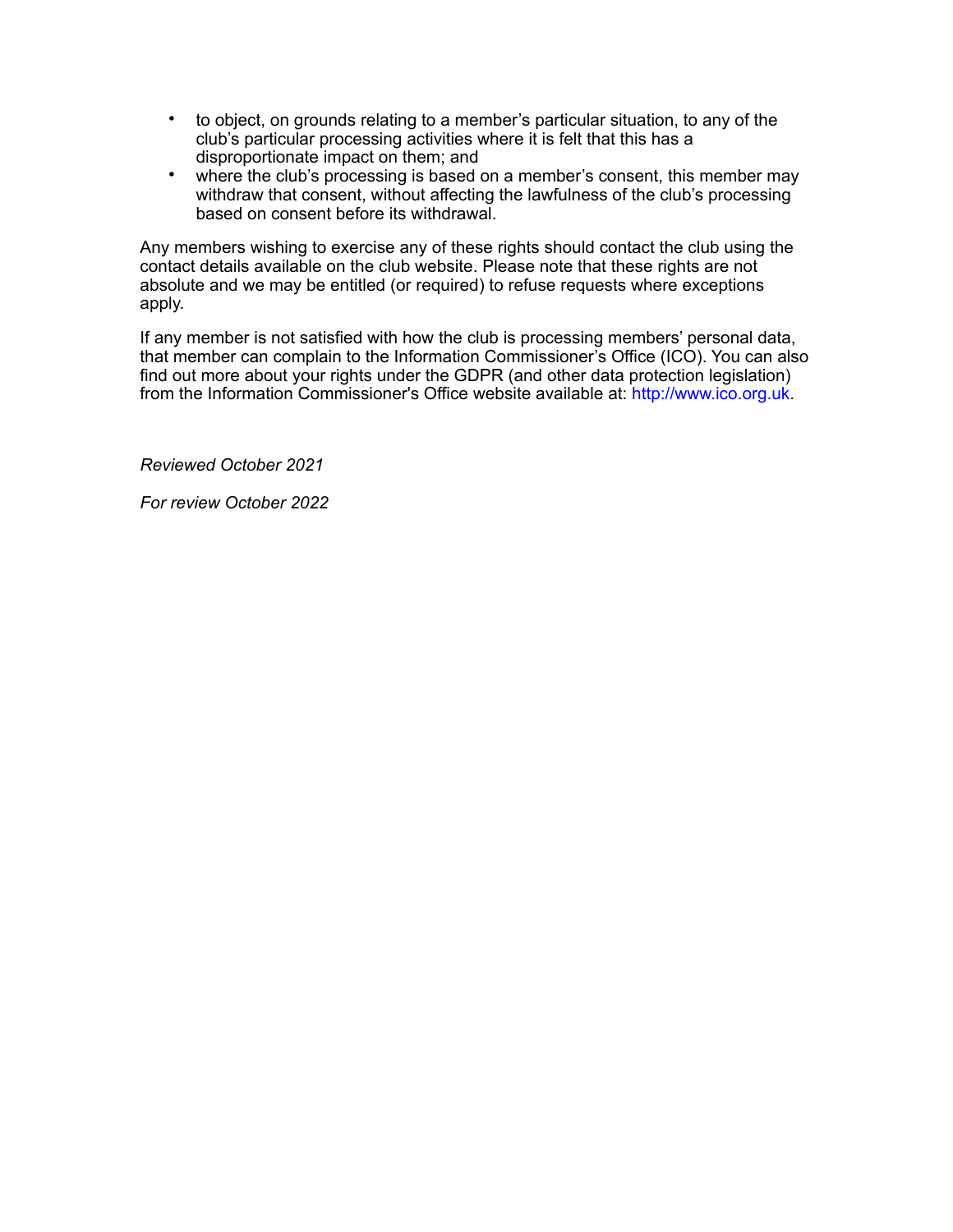- to object, on grounds relating to a member's particular situation, to any of the club's particular processing activities where it is felt that this has a disproportionate impact on them; and
- where the club's processing is based on a member's consent, this member may withdraw that consent, without affecting the lawfulness of the club's processing based on consent before its withdrawal.

Any members wishing to exercise any of these rights should contact the club using the contact details available on the club website. Please note that these rights are not absolute and we may be entitled (or required) to refuse requests where exceptions apply.

If any member is not satisfied with how the club is processing members' personal data, that member can complain to the Information Commissioner's Office (ICO). You can also find out more about your rights under the GDPR (and other data protection legislation) from the Information Commissioner's Office website available at: http://www.ico.org.uk.

*Reviewed October 2021*

*For review October 2022*